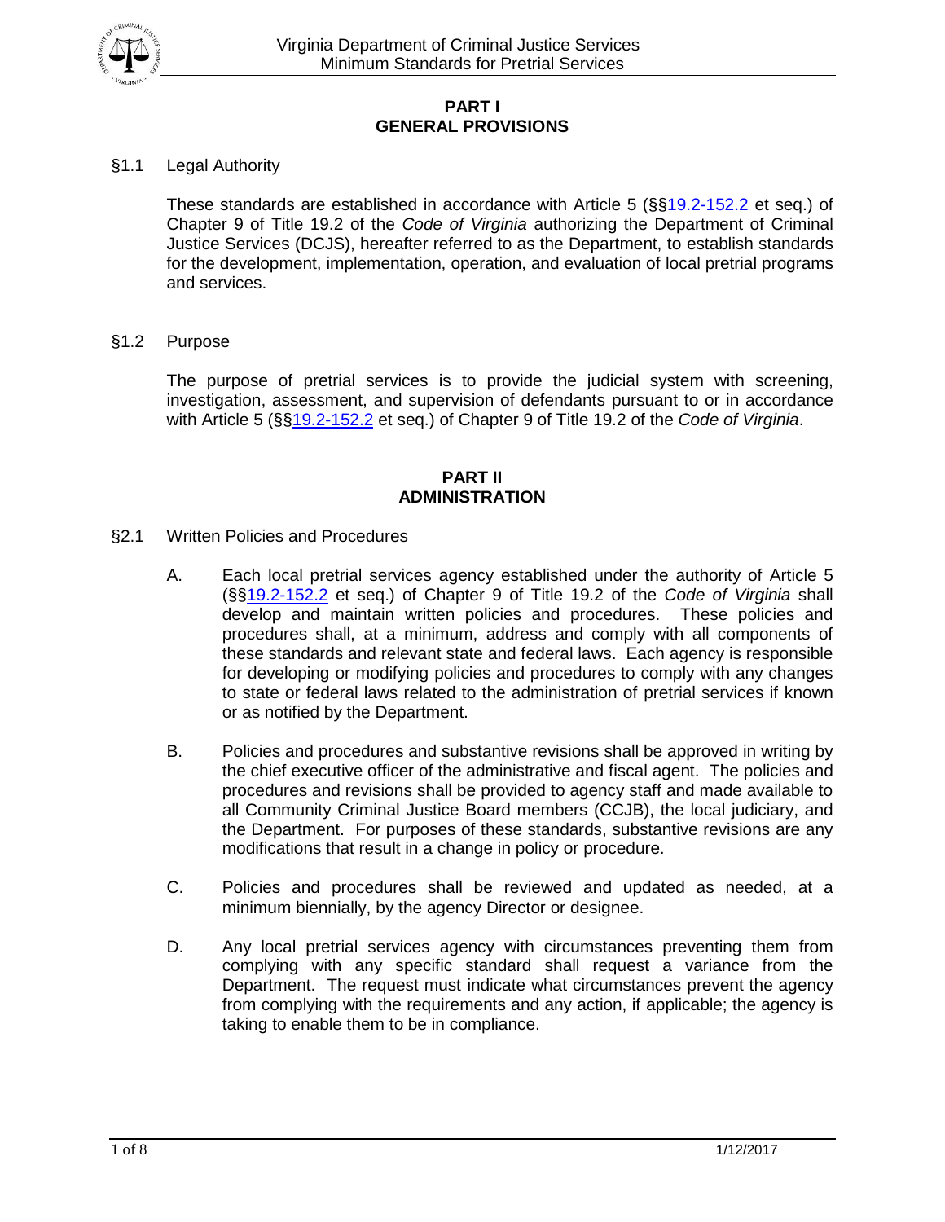# PART I
# GENERAL PROVISIONS

§1.1 Legal Authority

These standards are established in accordance with Article 5 (§§19.2-152.2 et seq.) of Chapter 9 of Title 19.2 of the *Code of Virginia* authorizing the Department of Criminal Justice Services (DCJS), hereafter referred to as the Department, to establish standards for the development, implementation, operation, and evaluation of local pretrial programs and services.

§1.2 Purpose

The purpose of pretrial services is to provide the judicial system with screening, investigation, assessment, and supervision of defendants pursuant to or in accordance with Article 5 (§§19.2-152.2 et seq.) of Chapter 9 of Title 19.2 of the *Code of Virginia*.

# PART II
# ADMINISTRATION

§2.1 Written Policies and Procedures

A. Each local pretrial services agency established under the authority of Article 5 (§§19.2-152.2 et seq.) of Chapter 9 of Title 19.2 of the *Code of Virginia* shall develop and maintain written policies and procedures. These policies and procedures shall, at a minimum, address and comply with all components of these standards and relevant state and federal laws. Each agency is responsible for developing or modifying policies and procedures to comply with any changes to state or federal laws related to the administration of pretrial services if known or as notified by the Department.

B. Policies and procedures and substantive revisions shall be approved in writing by the chief executive officer of the administrative and fiscal agent. The policies and procedures and revisions shall be provided to agency staff and made available to all Community Criminal Justice Board members (CCJB), the local judiciary, and the Department. For purposes of these standards, substantive revisions are any modifications that result in a change in policy or procedure.

C. Policies and procedures shall be reviewed and updated as needed, at a minimum biennially, by the agency Director or designee.

D. Any local pretrial services agency with circumstances preventing them from complying with any specific standard shall request a variance from the Department. The request must indicate what circumstances prevent the agency from complying with the requirements and any action, if applicable; the agency is taking to enable them to be in compliance.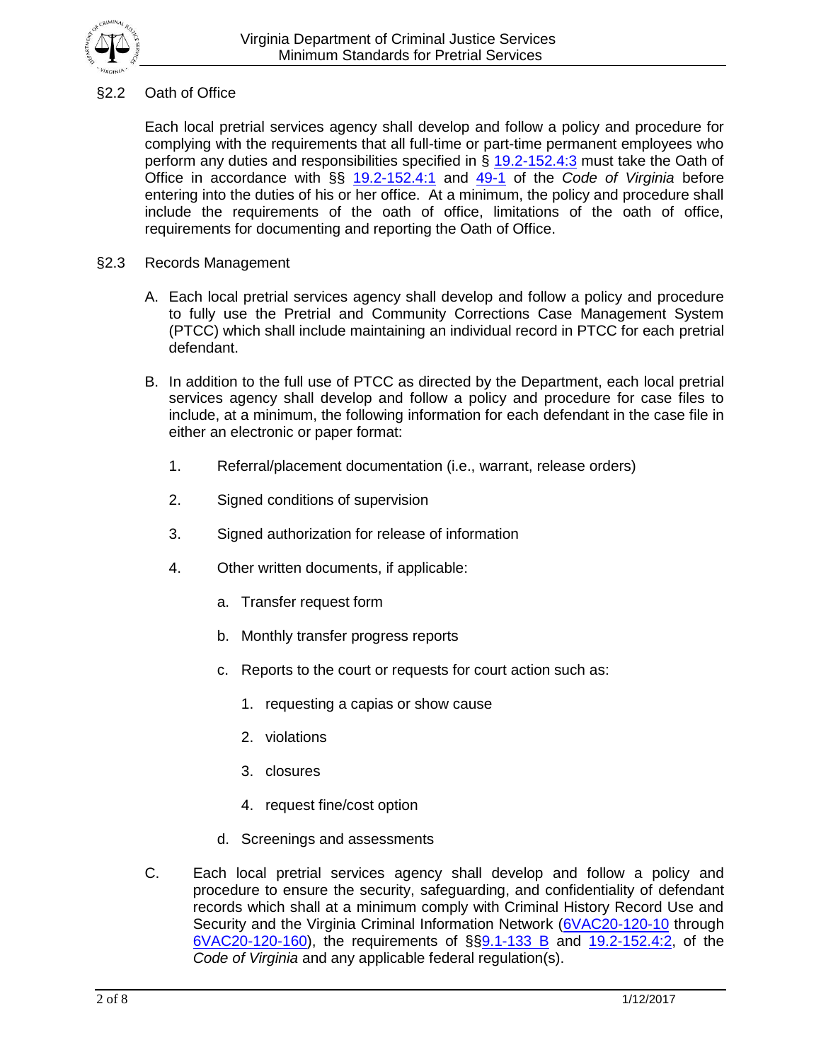## §2.2 Oath of Office

Each local pretrial services agency shall develop and follow a policy and procedure for complying with the requirements that all full-time or part-time permanent employees who perform any duties and responsibilities specified in § 19.2-152.4:3 must take the Oath of Office in accordance with §§ 19.2-152.4:1 and 49-1 of the *Code of Virginia* before entering into the duties of his or her office. At a minimum, the policy and procedure shall include the requirements of the oath of office, limitations of the oath of office, requirements for documenting and reporting the Oath of Office.

## §2.3 Records Management

A. Each local pretrial services agency shall develop and follow a policy and procedure to fully use the Pretrial and Community Corrections Case Management System (PTCC) which shall include maintaining an individual record in PTCC for each pretrial defendant.

B. In addition to the full use of PTCC as directed by the Department, each local pretrial services agency shall develop and follow a policy and procedure for case files to include, at a minimum, the following information for each defendant in the case file in either an electronic or paper format:

1. Referral/placement documentation (i.e., warrant, release orders)
2. Signed conditions of supervision
3. Signed authorization for release of information
4. Other written documents, if applicable:
    a. Transfer request form
    b. Monthly transfer progress reports
    c. Reports to the court or requests for court action such as:
        1. requesting a capias or show cause
        2. violations
        3. closures
        4. request fine/cost option
    d. Screenings and assessments

C. Each local pretrial services agency shall develop and follow a policy and procedure to ensure the security, safeguarding, and confidentiality of defendant records which shall at a minimum comply with Criminal History Record Use and Security and the Virginia Criminal Information Network (6VAC20-120-10 through 6VAC20-120-160), the requirements of §§9.1-133 B and 19.2-152.4:2, of the *Code of Virginia* and any applicable federal regulation(s).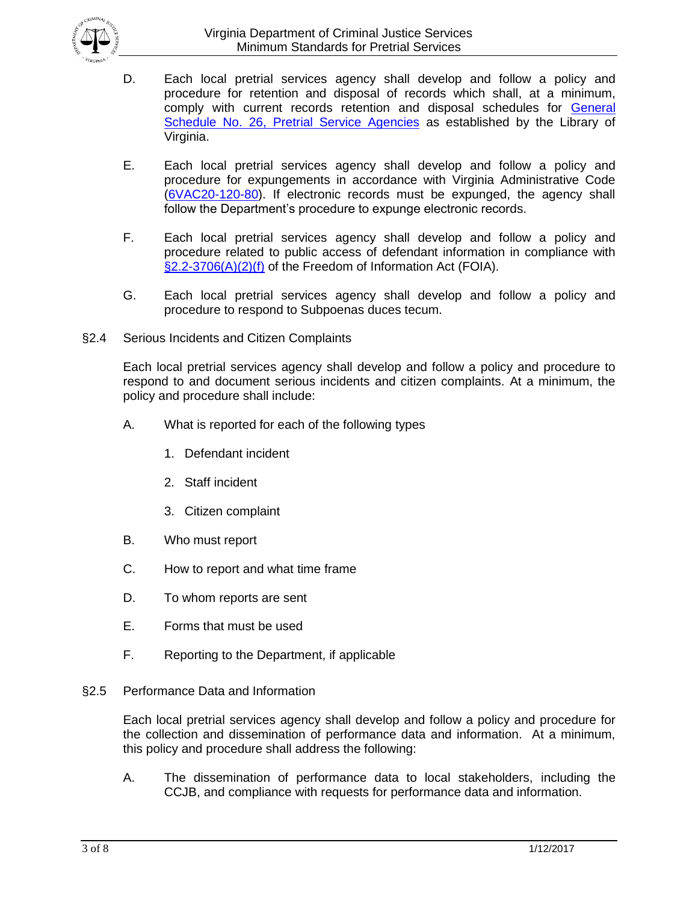D. Each local pretrial services agency shall develop and follow a policy and procedure for retention and disposal of records which shall, at a minimum, comply with current records retention and disposal schedules for General Schedule No. 26, Pretrial Service Agencies as established by the Library of Virginia.

E. Each local pretrial services agency shall develop and follow a policy and procedure for expungements in accordance with Virginia Administrative Code (6VAC20-120-80). If electronic records must be expunged, the agency shall follow the Department's procedure to expunge electronic records.

F. Each local pretrial services agency shall develop and follow a policy and procedure related to public access of defendant information in compliance with §2.2-3706(A)(2)(f) of the Freedom of Information Act (FOIA).

G. Each local pretrial services agency shall develop and follow a policy and procedure to respond to Subpoenas duces tecum.

## §2.4 Serious Incidents and Citizen Complaints

Each local pretrial services agency shall develop and follow a policy and procedure to respond to and document serious incidents and citizen complaints. At a minimum, the policy and procedure shall include:

A. What is reported for each of the following types

1. Defendant incident
2. Staff incident
3. Citizen complaint

B. Who must report

C. How to report and what time frame

D. To whom reports are sent

E. Forms that must be used

F. Reporting to the Department, if applicable

## §2.5 Performance Data and Information

Each local pretrial services agency shall develop and follow a policy and procedure for the collection and dissemination of performance data and information. At a minimum, this policy and procedure shall address the following:

A. The dissemination of performance data to local stakeholders, including the CCJB, and compliance with requests for performance data and information.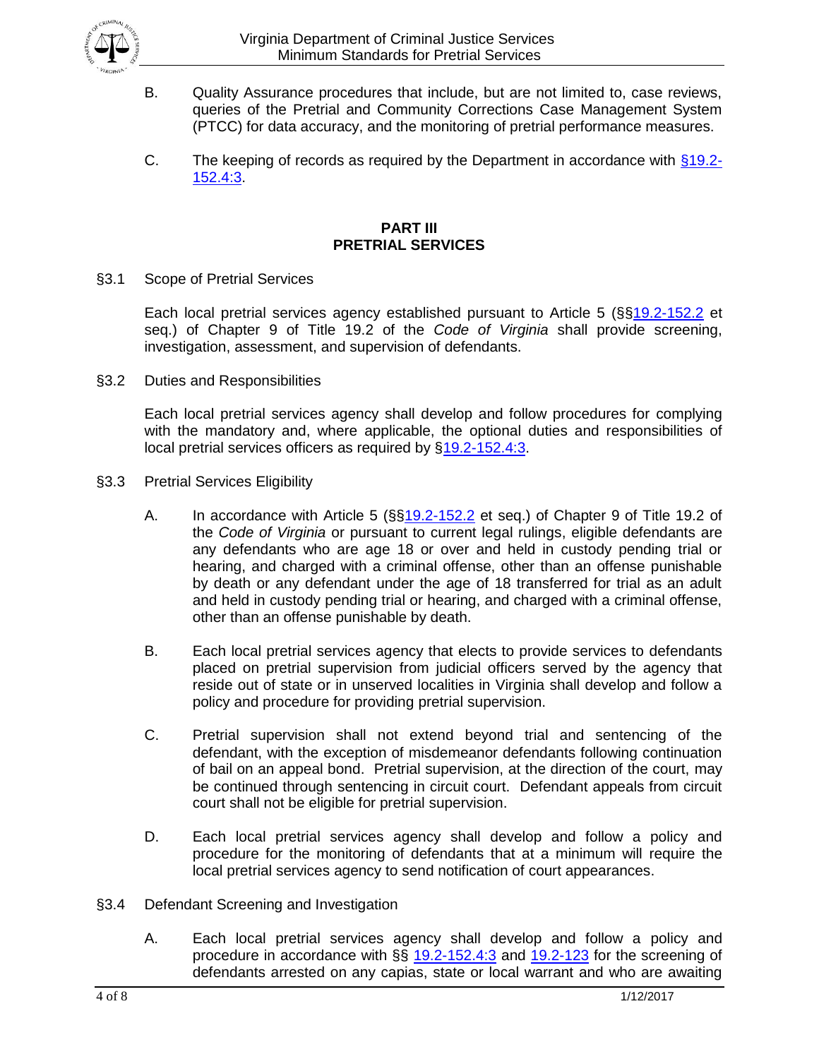B. Quality Assurance procedures that include, but are not limited to, case reviews, queries of the Pretrial and Community Corrections Case Management System (PTCC) for data accuracy, and the monitoring of pretrial performance measures.

C. The keeping of records as required by the Department in accordance with §19.2-152.4:3.

## PART III
## PRETRIAL SERVICES

§3.1 Scope of Pretrial Services

Each local pretrial services agency established pursuant to Article 5 (§§19.2-152.2 et seq.) of Chapter 9 of Title 19.2 of the *Code of Virginia* shall provide screening, investigation, assessment, and supervision of defendants.

§3.2 Duties and Responsibilities

Each local pretrial services agency shall develop and follow procedures for complying with the mandatory and, where applicable, the optional duties and responsibilities of local pretrial services officers as required by §19.2-152.4:3.

§3.3 Pretrial Services Eligibility

A. In accordance with Article 5 (§§19.2-152.2 et seq.) of Chapter 9 of Title 19.2 of the *Code of Virginia* or pursuant to current legal rulings, eligible defendants are any defendants who are age 18 or over and held in custody pending trial or hearing, and charged with a criminal offense, other than an offense punishable by death or any defendant under the age of 18 transferred for trial as an adult and held in custody pending trial or hearing, and charged with a criminal offense, other than an offense punishable by death.

B. Each local pretrial services agency that elects to provide services to defendants placed on pretrial supervision from judicial officers served by the agency that reside out of state or in unserved localities in Virginia shall develop and follow a policy and procedure for providing pretrial supervision.

C. Pretrial supervision shall not extend beyond trial and sentencing of the defendant, with the exception of misdemeanor defendants following continuation of bail on an appeal bond. Pretrial supervision, at the direction of the court, may be continued through sentencing in circuit court. Defendant appeals from circuit court shall not be eligible for pretrial supervision.

D. Each local pretrial services agency shall develop and follow a policy and procedure for the monitoring of defendants that at a minimum will require the local pretrial services agency to send notification of court appearances.

§3.4 Defendant Screening and Investigation

A. Each local pretrial services agency shall develop and follow a policy and procedure in accordance with §§ 19.2-152.4:3 and 19.2-123 for the screening of defendants arrested on any capias, state or local warrant and who are awaiting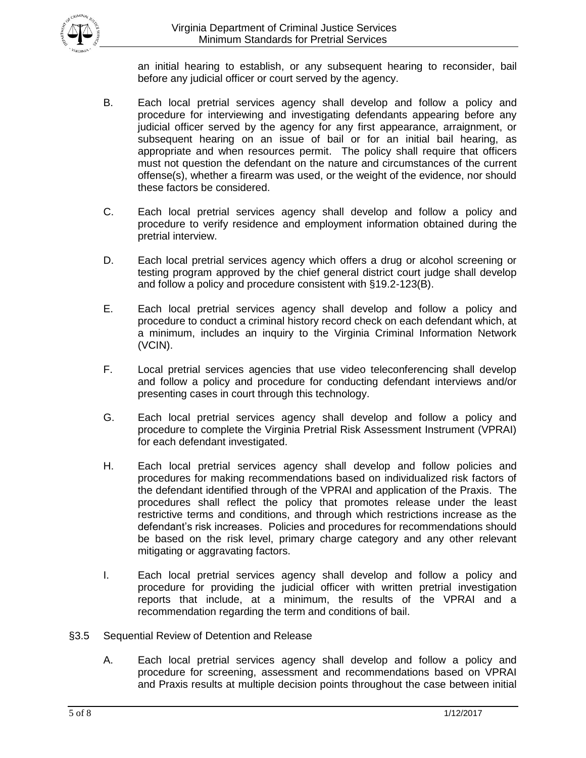an initial hearing to establish, or any subsequent hearing to reconsider, bail before any judicial officer or court served by the agency.

B. Each local pretrial services agency shall develop and follow a policy and procedure for interviewing and investigating defendants appearing before any judicial officer served by the agency for any first appearance, arraignment, or subsequent hearing on an issue of bail or for an initial bail hearing, as appropriate and when resources permit. The policy shall require that officers must not question the defendant on the nature and circumstances of the current offense(s), whether a firearm was used, or the weight of the evidence, nor should these factors be considered.

C. Each local pretrial services agency shall develop and follow a policy and procedure to verify residence and employment information obtained during the pretrial interview.

D. Each local pretrial services agency which offers a drug or alcohol screening or testing program approved by the chief general district court judge shall develop and follow a policy and procedure consistent with §19.2-123(B).

E. Each local pretrial services agency shall develop and follow a policy and procedure to conduct a criminal history record check on each defendant which, at a minimum, includes an inquiry to the Virginia Criminal Information Network (VCIN).

F. Local pretrial services agencies that use video teleconferencing shall develop and follow a policy and procedure for conducting defendant interviews and/or presenting cases in court through this technology.

G. Each local pretrial services agency shall develop and follow a policy and procedure to complete the Virginia Pretrial Risk Assessment Instrument (VPRAI) for each defendant investigated.

H. Each local pretrial services agency shall develop and follow policies and procedures for making recommendations based on individualized risk factors of the defendant identified through of the VPRAI and application of the Praxis. The procedures shall reflect the policy that promotes release under the least restrictive terms and conditions, and through which restrictions increase as the defendant's risk increases. Policies and procedures for recommendations should be based on the risk level, primary charge category and any other relevant mitigating or aggravating factors.

I. Each local pretrial services agency shall develop and follow a policy and procedure for providing the judicial officer with written pretrial investigation reports that include, at a minimum, the results of the VPRAI and a recommendation regarding the term and conditions of bail.

§3.5 Sequential Review of Detention and Release

A. Each local pretrial services agency shall develop and follow a policy and procedure for screening, assessment and recommendations based on VPRAI and Praxis results at multiple decision points throughout the case between initial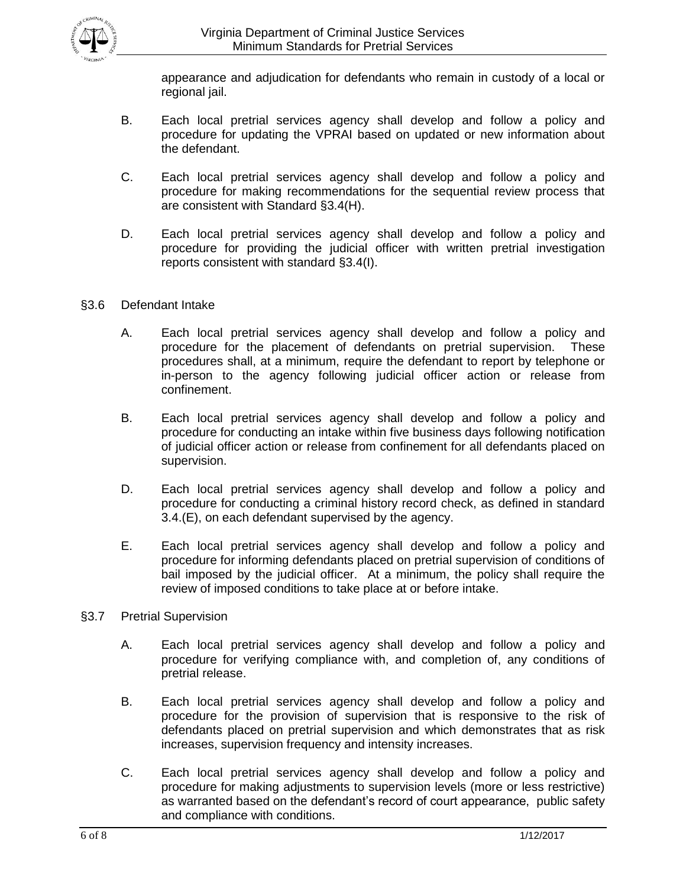appearance and adjudication for defendants who remain in custody of a local or regional jail.

B. Each local pretrial services agency shall develop and follow a policy and procedure for updating the VPRAI based on updated or new information about the defendant.

C. Each local pretrial services agency shall develop and follow a policy and procedure for making recommendations for the sequential review process that are consistent with Standard §3.4(H).

D. Each local pretrial services agency shall develop and follow a policy and procedure for providing the judicial officer with written pretrial investigation reports consistent with standard §3.4(I).

## §3.6 Defendant Intake

A. Each local pretrial services agency shall develop and follow a policy and procedure for the placement of defendants on pretrial supervision. These procedures shall, at a minimum, require the defendant to report by telephone or in-person to the agency following judicial officer action or release from confinement.

B. Each local pretrial services agency shall develop and follow a policy and procedure for conducting an intake within five business days following notification of judicial officer action or release from confinement for all defendants placed on supervision.

D. Each local pretrial services agency shall develop and follow a policy and procedure for conducting a criminal history record check, as defined in standard 3.4.(E), on each defendant supervised by the agency.

E. Each local pretrial services agency shall develop and follow a policy and procedure for informing defendants placed on pretrial supervision of conditions of bail imposed by the judicial officer. At a minimum, the policy shall require the review of imposed conditions to take place at or before intake.

## §3.7 Pretrial Supervision

A. Each local pretrial services agency shall develop and follow a policy and procedure for verifying compliance with, and completion of, any conditions of pretrial release.

B. Each local pretrial services agency shall develop and follow a policy and procedure for the provision of supervision that is responsive to the risk of defendants placed on pretrial supervision and which demonstrates that as risk increases, supervision frequency and intensity increases.

C. Each local pretrial services agency shall develop and follow a policy and procedure for making adjustments to supervision levels (more or less restrictive) as warranted based on the defendant's record of court appearance, public safety and compliance with conditions.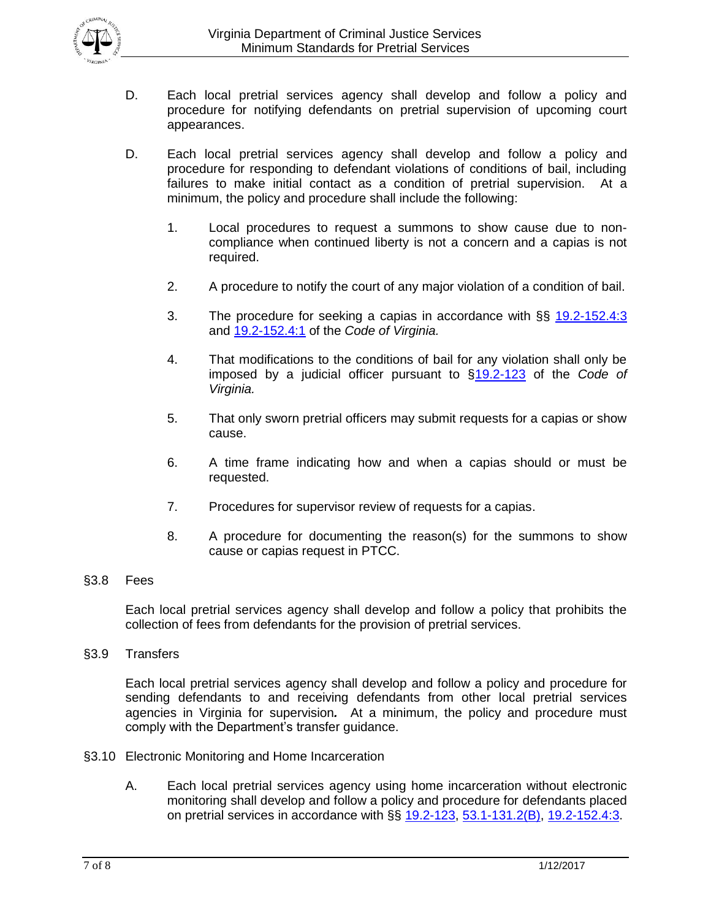D. Each local pretrial services agency shall develop and follow a policy and procedure for notifying defendants on pretrial supervision of upcoming court appearances.

D. Each local pretrial services agency shall develop and follow a policy and procedure for responding to defendant violations of conditions of bail, including failures to make initial contact as a condition of pretrial supervision. At a minimum, the policy and procedure shall include the following:

1. Local procedures to request a summons to show cause due to non-compliance when continued liberty is not a concern and a capias is not required.

2. A procedure to notify the court of any major violation of a condition of bail.

3. The procedure for seeking a capias in accordance with §§ 19.2-152.4:3 and 19.2-152.4:1 of the *Code of Virginia.*

4. That modifications to the conditions of bail for any violation shall only be imposed by a judicial officer pursuant to §19.2-123 of the *Code of Virginia.*

5. That only sworn pretrial officers may submit requests for a capias or show cause.

6. A time frame indicating how and when a capias should or must be requested.

7. Procedures for supervisor review of requests for a capias.

8. A procedure for documenting the reason(s) for the summons to show cause or capias request in PTCC.

## §3.8 Fees

Each local pretrial services agency shall develop and follow a policy that prohibits the collection of fees from defendants for the provision of pretrial services.

## §3.9 Transfers

Each local pretrial services agency shall develop and follow a policy and procedure for sending defendants to and receiving defendants from other local pretrial services agencies in Virginia for supervision***.*** At a minimum, the policy and procedure must comply with the Department's transfer guidance.

## §3.10 Electronic Monitoring and Home Incarceration

A. Each local pretrial services agency using home incarceration without electronic monitoring shall develop and follow a policy and procedure for defendants placed on pretrial services in accordance with §§ 19.2-123, 53.1-131.2(B), 19.2-152.4:3.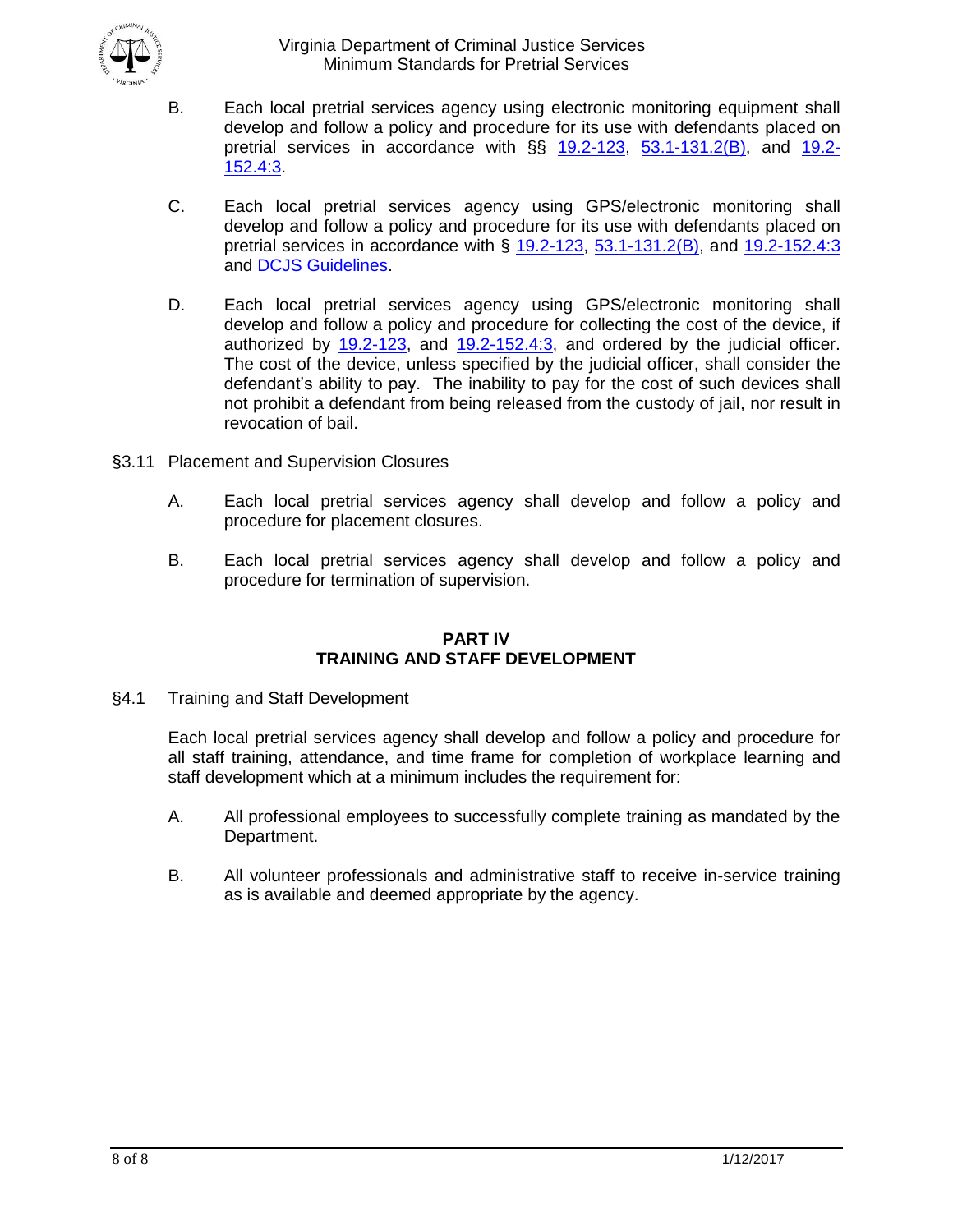B. Each local pretrial services agency using electronic monitoring equipment shall develop and follow a policy and procedure for its use with defendants placed on pretrial services in accordance with §§ 19.2-123, 53.1-131.2(B), and 19.2-152.4:3.

C. Each local pretrial services agency using GPS/electronic monitoring shall develop and follow a policy and procedure for its use with defendants placed on pretrial services in accordance with § 19.2-123, 53.1-131.2(B), and 19.2-152.4:3 and DCJS Guidelines.

D. Each local pretrial services agency using GPS/electronic monitoring shall develop and follow a policy and procedure for collecting the cost of the device, if authorized by 19.2-123, and 19.2-152.4:3, and ordered by the judicial officer. The cost of the device, unless specified by the judicial officer, shall consider the defendant's ability to pay. The inability to pay for the cost of such devices shall not prohibit a defendant from being released from the custody of jail, nor result in revocation of bail.

§3.11 Placement and Supervision Closures

A. Each local pretrial services agency shall develop and follow a policy and procedure for placement closures.

B. Each local pretrial services agency shall develop and follow a policy and procedure for termination of supervision.

## PART IV
## TRAINING AND STAFF DEVELOPMENT

§4.1 Training and Staff Development

Each local pretrial services agency shall develop and follow a policy and procedure for all staff training, attendance, and time frame for completion of workplace learning and staff development which at a minimum includes the requirement for:

A. All professional employees to successfully complete training as mandated by the Department.

B. All volunteer professionals and administrative staff to receive in-service training as is available and deemed appropriate by the agency.